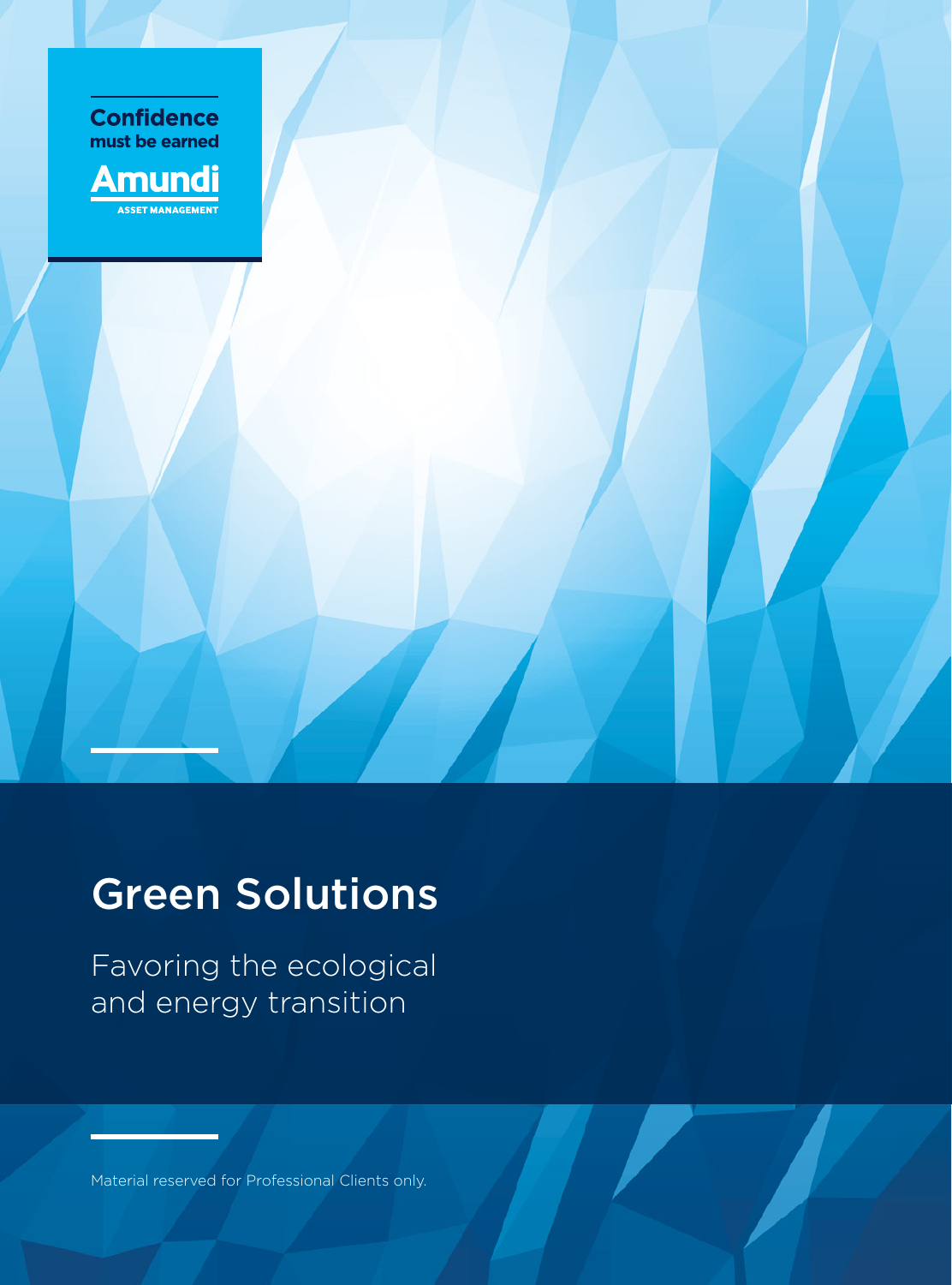Confidence
must be earned

Amundi
ASSET MANAGEMENT

# Green Solutions

Favoring the ecological and energy transition

Material reserved for Professional Clients only.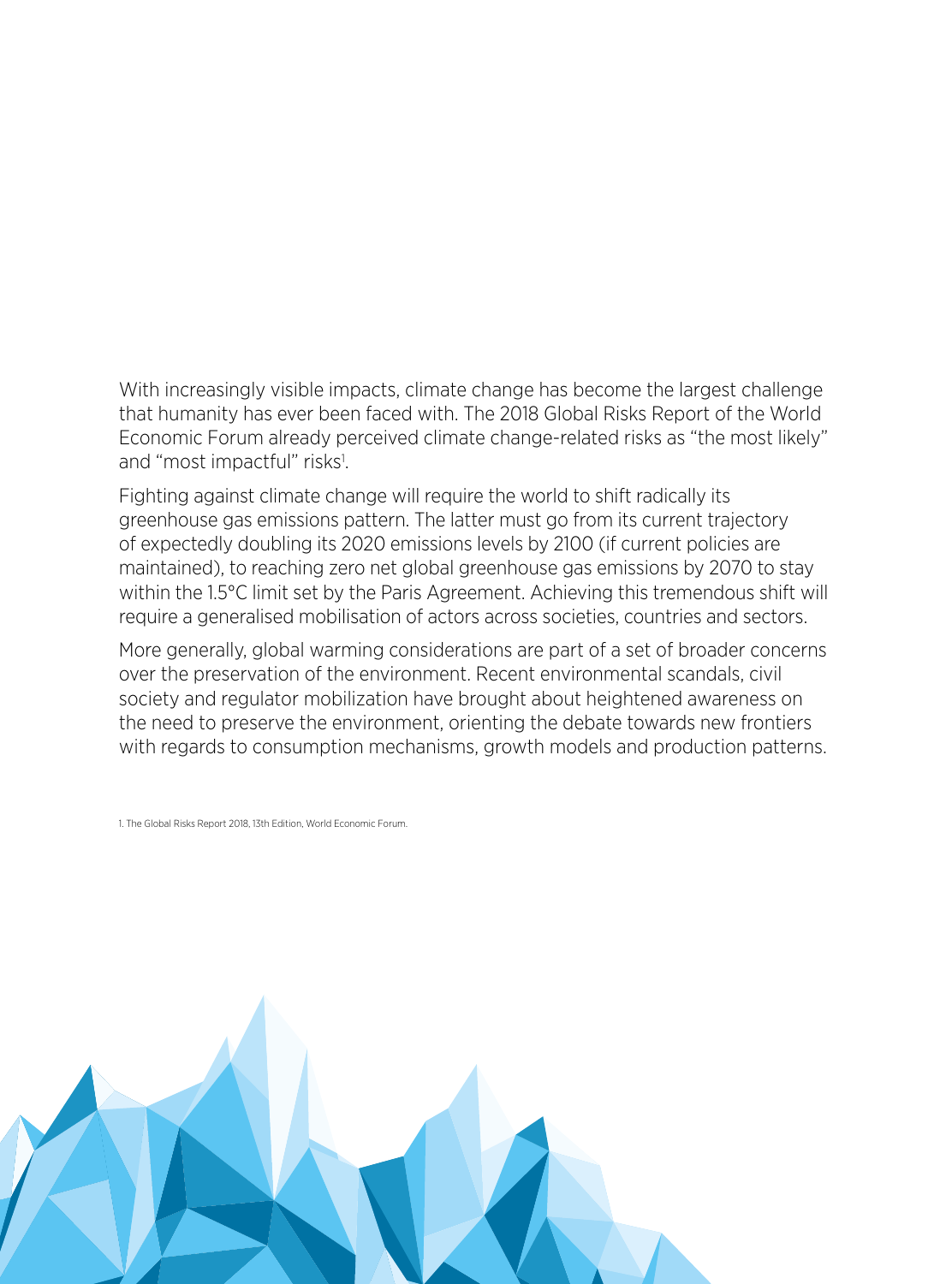With increasingly visible impacts, climate change has become the largest challenge that humanity has ever been faced with. The 2018 Global Risks Report of the World Economic Forum already perceived climate change-related risks as "the most likely" and "most impactful" risks[1].

Fighting against climate change will require the world to shift radically its greenhouse gas emissions pattern. The latter must go from its current trajectory of expectedly doubling its 2020 emissions levels by 2100 (if current policies are maintained), to reaching zero net global greenhouse gas emissions by 2070 to stay within the 1.5°C limit set by the Paris Agreement. Achieving this tremendous shift will require a generalised mobilisation of actors across societies, countries and sectors.

More generally, global warming considerations are part of a set of broader concerns over the preservation of the environment. Recent environmental scandals, civil society and regulator mobilization have brought about heightened awareness on the need to preserve the environment, orienting the debate towards new frontiers with regards to consumption mechanisms, growth models and production patterns.

1. The Global Risks Report 2018, 13th Edition, World Economic Forum.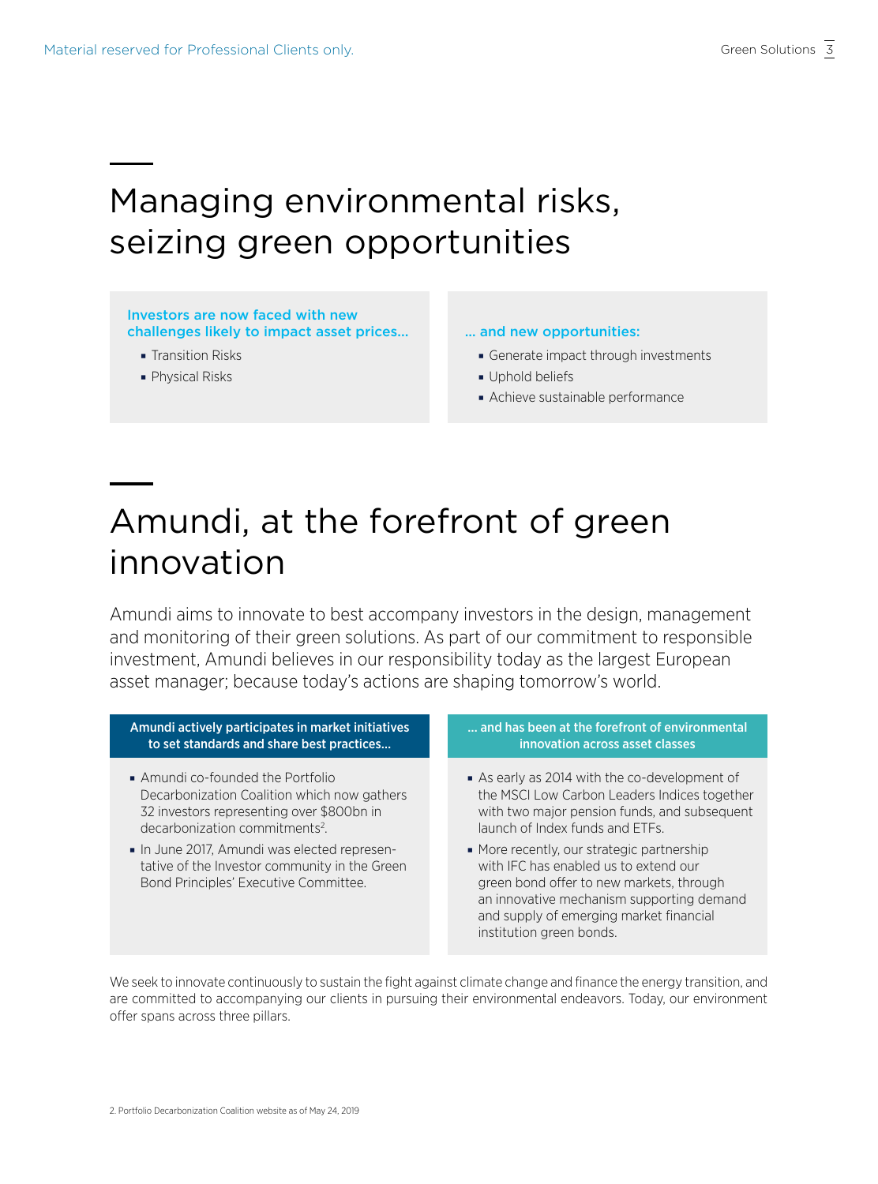# Managing environmental risks, seizing green opportunities

**Investors are now faced with new challenges likely to impact asset prices...**

- Transition Risks
- Physical Risks

**... and new opportunities:**

- Generate impact through investments
- Uphold beliefs
- Achieve sustainable performance

# Amundi, at the forefront of green innovation

Amundi aims to innovate to best accompany investors in the design, management and monitoring of their green solutions. As part of our commitment to responsible investment, Amundi believes in our responsibility today as the largest European asset manager; because today's actions are shaping tomorrow's world.

**Amundi actively participates in market initiatives to set standards and share best practices...**

- Amundi co-founded the Portfolio Decarbonization Coalition which now gathers 32 investors representing over $800bn in decarbonization commitments[2].
- In June 2017, Amundi was elected representative of the Investor community in the Green Bond Principles' Executive Committee.

**... and has been at the forefront of environmental innovation across asset classes**

- As early as 2014 with the co-development of the MSCI Low Carbon Leaders Indices together with two major pension funds, and subsequent launch of Index funds and ETFs.
- More recently, our strategic partnership with IFC has enabled us to extend our green bond offer to new markets, through an innovative mechanism supporting demand and supply of emerging market financial institution green bonds.

We seek to innovate continuously to sustain the fight against climate change and finance the energy transition, and are committed to accompanying our clients in pursuing their environmental endeavors. Today, our environment offer spans across three pillars.

2. Portfolio Decarbonization Coalition website as of May 24, 2019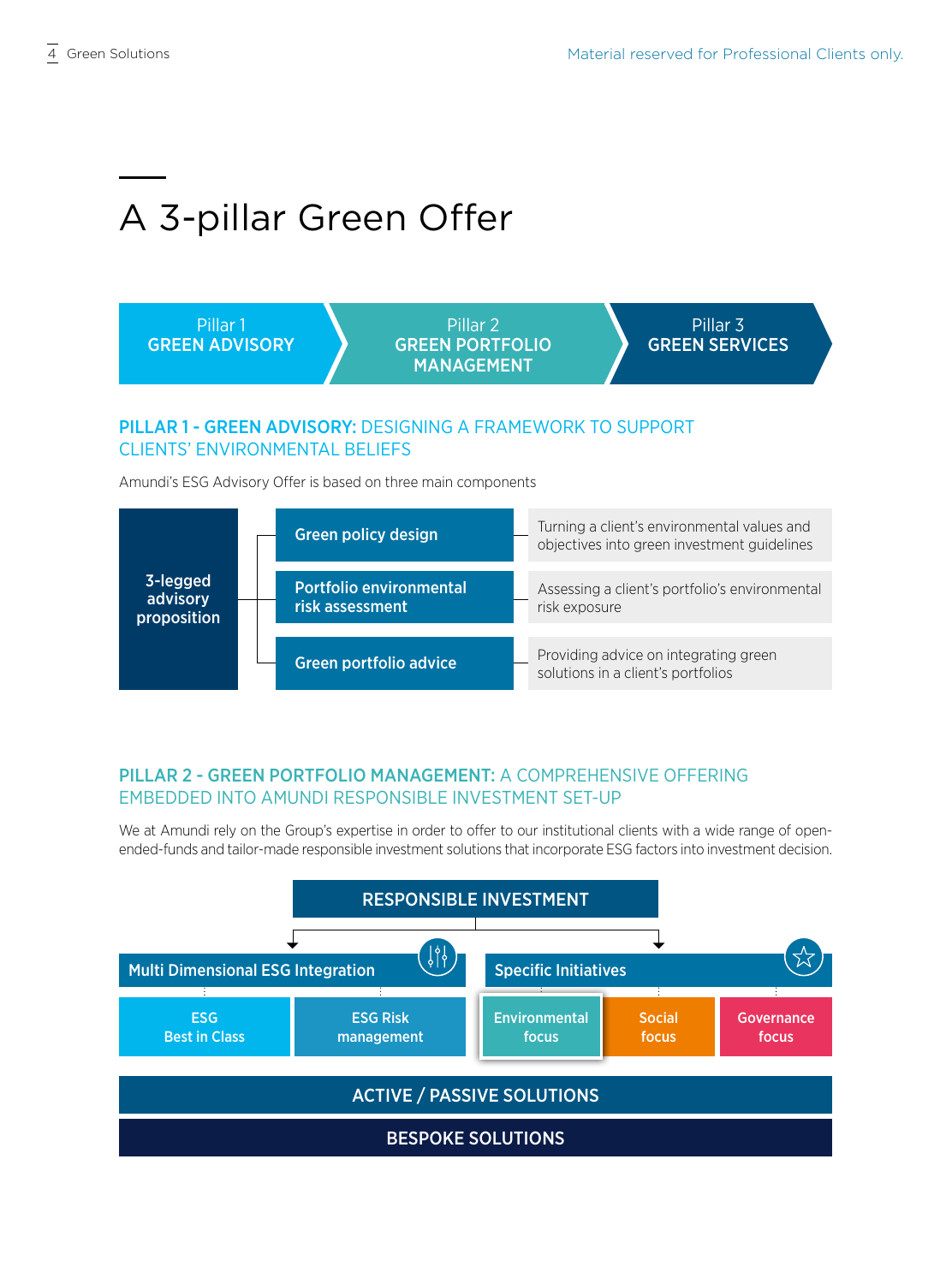# A 3-pillar Green Offer

| Pillar 1 | Pillar 2 | Pillar 3 |
|---|---|---|
| GREEN ADVISORY | GREEN PORTFOLIO MANAGEMENT | GREEN SERVICES |

## PILLAR 1 - GREEN ADVISORY: DESIGNING A FRAMEWORK TO SUPPORT CLIENTS' ENVIRONMENTAL BELIEFS

Amundi's ESG Advisory Offer is based on three main components

| 3-legged advisory proposition | | |
|---|---|---|
| | **Green policy design** | Turning a client's environmental values and objectives into green investment guidelines |
| | **Portfolio environmental risk assessment** | Assessing a client's portfolio's environmental risk exposure |
| | **Green portfolio advice** | Providing advice on integrating green solutions in a client's portfolios |

## PILLAR 2 - GREEN PORTFOLIO MANAGEMENT: A COMPREHENSIVE OFFERING EMBEDDED INTO AMUNDI RESPONSIBLE INVESTMENT SET-UP

We at Amundi rely on the Group's expertise in order to offer to our institutional clients with a wide range of open-ended-funds and tailor-made responsible investment solutions that incorporate ESG factors into investment decision.

**RESPONSIBLE INVESTMENT**

- **Multi Dimensional ESG Integration**
  - ESG Best in Class
  - ESG Risk management
- **Specific Initiatives**
  - Environmental focus
  - Social focus
  - Governance focus

**ACTIVE / PASSIVE SOLUTIONS**

**BESPOKE SOLUTIONS**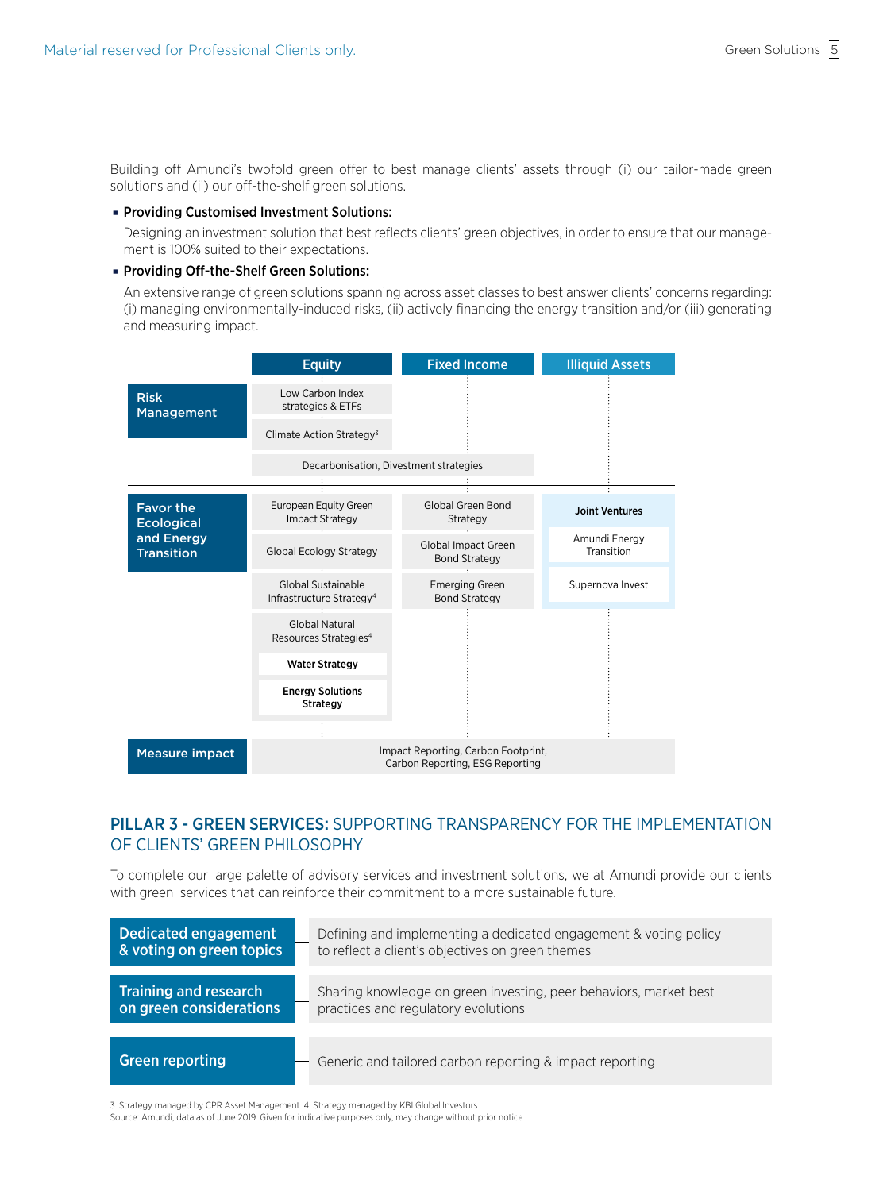Building off Amundi's twofold green offer to best manage clients' assets through (i) our tailor-made green solutions and (ii) our off-the-shelf green solutions.

- **Providing Customised Investment Solutions:**

  Designing an investment solution that best reflects clients' green objectives, in order to ensure that our management is 100% suited to their expectations.

- **Providing Off-the-Shelf Green Solutions:**

  An extensive range of green solutions spanning across asset classes to best answer clients' concerns regarding: (i) managing environmentally-induced risks, (ii) actively financing the energy transition and/or (iii) generating and measuring impact.

| | Equity | Fixed Income | Illiquid Assets |
|---|---|---|---|
| **Risk Management** | Low Carbon Index strategies & ETFs | | |
| | Climate Action Strategy[3] | | |
| | Decarbonisation, Divestment strategies | Decarbonisation, Divestment strategies | |
| **Favor the Ecological and Energy Transition** | European Equity Green Impact Strategy | Global Green Bond Strategy | **Joint Ventures** |
| | Global Ecology Strategy | Global Impact Green Bond Strategy | Amundi Energy Transition |
| | Global Sustainable Infrastructure Strategy[4] | Emerging Green Bond Strategy | Supernova Invest |
| | Global Natural Resources Strategies[4]: **Water Strategy**, **Energy Solutions Strategy** | | |
| **Measure impact** | Impact Reporting, Carbon Footprint, Carbon Reporting, ESG Reporting | | |

## PILLAR 3 - GREEN SERVICES: SUPPORTING TRANSPARENCY FOR THE IMPLEMENTATION OF CLIENTS' GREEN PHILOSOPHY

To complete our large palette of advisory services and investment solutions, we at Amundi provide our clients with green services that can reinforce their commitment to a more sustainable future.

| Service | Description |
|---|---|
| **Dedicated engagement & voting on green topics** | Defining and implementing a dedicated engagement & voting policy to reflect a client's objectives on green themes |
| **Training and research on green considerations** | Sharing knowledge on green investing, peer behaviors, market best practices and regulatory evolutions |
| **Green reporting** | Generic and tailored carbon reporting & impact reporting |

3. Strategy managed by CPR Asset Management. 4. Strategy managed by KBI Global Investors.
Source: Amundi, data as of June 2019. Given for indicative purposes only, may change without prior notice.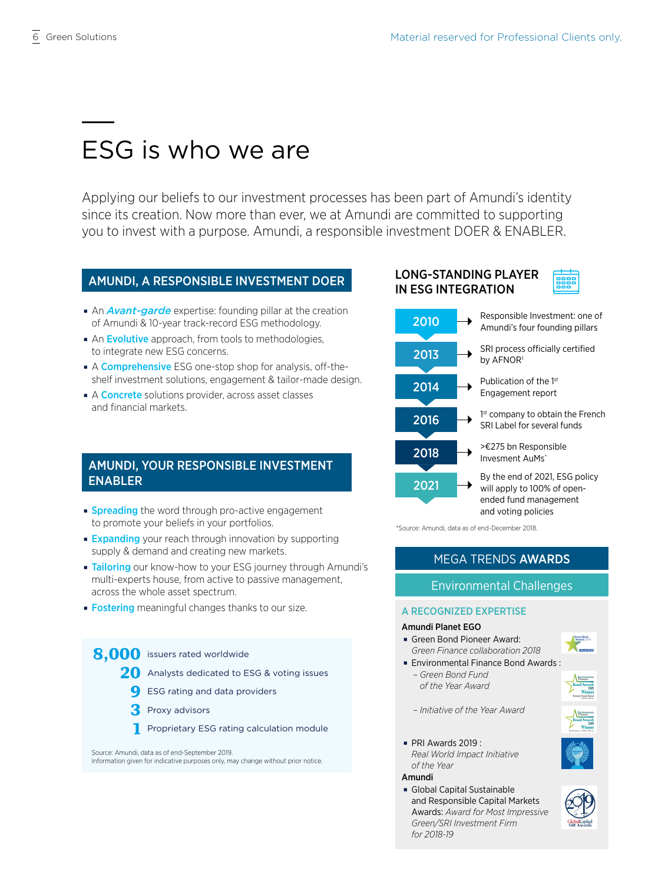# ESG is who we are

Applying our beliefs to our investment processes has been part of Amundi's identity since its creation. Now more than ever, we at Amundi are committed to supporting you to invest with a purpose. Amundi, a responsible investment DOER & ENABLER.

## AMUNDI, A RESPONSIBLE INVESTMENT DOER

- An ***Avant-garde*** expertise: founding pillar at the creation of Amundi & 10-year track-record ESG methodology.
- An **Evolutive** approach, from tools to methodologies, to integrate new ESG concerns.
- A **Comprehensive** ESG one-stop shop for analysis, off-the-shelf investment solutions, engagement & tailor-made design.
- A **Concrete** solutions provider, across asset classes and financial markets.

## AMUNDI, YOUR RESPONSIBLE INVESTMENT ENABLER

- **Spreading** the word through pro-active engagement to promote your beliefs in your portfolios.
- **Expanding** your reach through innovation by supporting supply & demand and creating new markets.
- **Tailoring** our know-how to your ESG journey through Amundi's multi-experts house, from active to passive management, across the whole asset spectrum.
- **Fostering** meaningful changes thanks to our size.

**8,000** issuers rated worldwide
**20** Analysts dedicated to ESG & voting issues
**9** ESG rating and data providers
**3** Proxy advisors
**1** Proprietary ESG rating calculation module

Source: Amundi, data as of end-September 2019.
Information given for indicative purposes only, may change without prior notice.

## LONG-STANDING PLAYER IN ESG INTEGRATION

- **2010** → Responsible Investment: one of Amundi's four founding pillars
- **2013** → SRI process officially certified by AFNOR[1]
- **2014** → Publication of the 1st Engagement report
- **2016** → 1st company to obtain the French SRI Label for several funds
- **2018** → >€275 bn Responsible Invesment AuMs*
- **2021** → By the end of 2021, ESG policy will apply to 100% of open-ended fund management and voting policies

*Source: Amundi, data as of end-December 2018.

## MEGA TRENDS AWARDS

### Environmental Challenges

### A RECOGNIZED EXPERTISE

**Amundi Planet EGO**

- Green Bond Pioneer Award: *Green Finance collaboration 2018*
- Environmental Finance Bond Awards :
  - *Green Bond Fund of the Year Award*
  - *Initiative of the Year Award*
- PRI Awards 2019 : *Real World Impact Initiative of the Year*

**Amundi**

- Global Capital Sustainable and Responsible Capital Markets Awards: *Award for Most Impressive Green/SRI Investment Firm for 2018-19*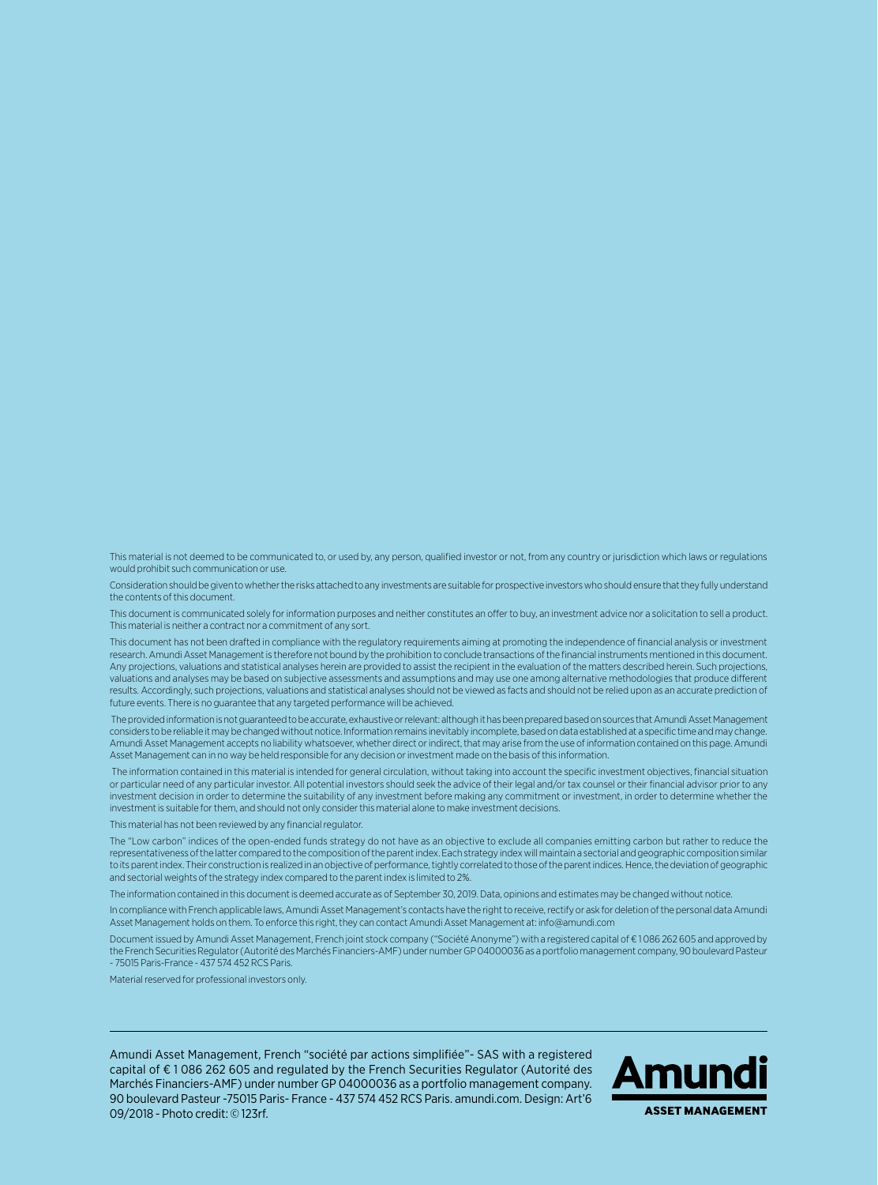This material is not deemed to be communicated to, or used by, any person, qualified investor or not, from any country or jurisdiction which laws or regulations would prohibit such communication or use.

Consideration should be given to whether the risks attached to any investments are suitable for prospective investors who should ensure that they fully understand the contents of this document.

This document is communicated solely for information purposes and neither constitutes an offer to buy, an investment advice nor a solicitation to sell a product. This material is neither a contract nor a commitment of any sort.

This document has not been drafted in compliance with the regulatory requirements aiming at promoting the independence of financial analysis or investment research. Amundi Asset Management is therefore not bound by the prohibition to conclude transactions of the financial instruments mentioned in this document. Any projections, valuations and statistical analyses herein are provided to assist the recipient in the evaluation of the matters described herein. Such projections, valuations and analyses may be based on subjective assessments and assumptions and may use one among alternative methodologies that produce different results. Accordingly, such projections, valuations and statistical analyses should not be viewed as facts and should not be relied upon as an accurate prediction of future events. There is no guarantee that any targeted performance will be achieved.

The provided information is not guaranteed to be accurate, exhaustive or relevant: although it has been prepared based on sources that Amundi Asset Management considers to be reliable it may be changed without notice. Information remains inevitably incomplete, based on data established at a specific time and may change. Amundi Asset Management accepts no liability whatsoever, whether direct or indirect, that may arise from the use of information contained on this page. Amundi Asset Management can in no way be held responsible for any decision or investment made on the basis of this information.

The information contained in this material is intended for general circulation, without taking into account the specific investment objectives, financial situation or particular need of any particular investor. All potential investors should seek the advice of their legal and/or tax counsel or their financial advisor prior to any investment decision in order to determine the suitability of any investment before making any commitment or investment, in order to determine whether the investment is suitable for them, and should not only consider this material alone to make investment decisions.

This material has not been reviewed by any financial regulator.

The "Low carbon" indices of the open-ended funds strategy do not have as an objective to exclude all companies emitting carbon but rather to reduce the representativeness of the latter compared to the composition of the parent index. Each strategy index will maintain a sectorial and geographic composition similar to its parent index. Their construction is realized in an objective of performance, tightly correlated to those of the parent indices. Hence, the deviation of geographic and sectorial weights of the strategy index compared to the parent index is limited to 2%.

The information contained in this document is deemed accurate as of September 30, 2019. Data, opinions and estimates may be changed without notice.

In compliance with French applicable laws, Amundi Asset Management's contacts have the right to receive, rectify or ask for deletion of the personal data Amundi Asset Management holds on them. To enforce this right, they can contact Amundi Asset Management at: info@amundi.com

Document issued by Amundi Asset Management, French joint stock company ("Société Anonyme") with a registered capital of € 1 086 262 605 and approved by the French Securities Regulator (Autorité des Marchés Financiers-AMF) under number GP 04000036 as a portfolio management company, 90 boulevard Pasteur - 75015 Paris-France - 437 574 452 RCS Paris.

Material reserved for professional investors only.

---

Amundi Asset Management, French "société par actions simplifiée"- SAS with a registered capital of € 1 086 262 605 and regulated by the French Securities Regulator (Autorité des Marchés Financiers-AMF) under number GP 04000036 as a portfolio management company. 90 boulevard Pasteur -75015 Paris- France - 437 574 452 RCS Paris. amundi.com. Design: Art'6 09/2018 - Photo credit: © 123rf.

**Amundi**
**ASSET MANAGEMENT**